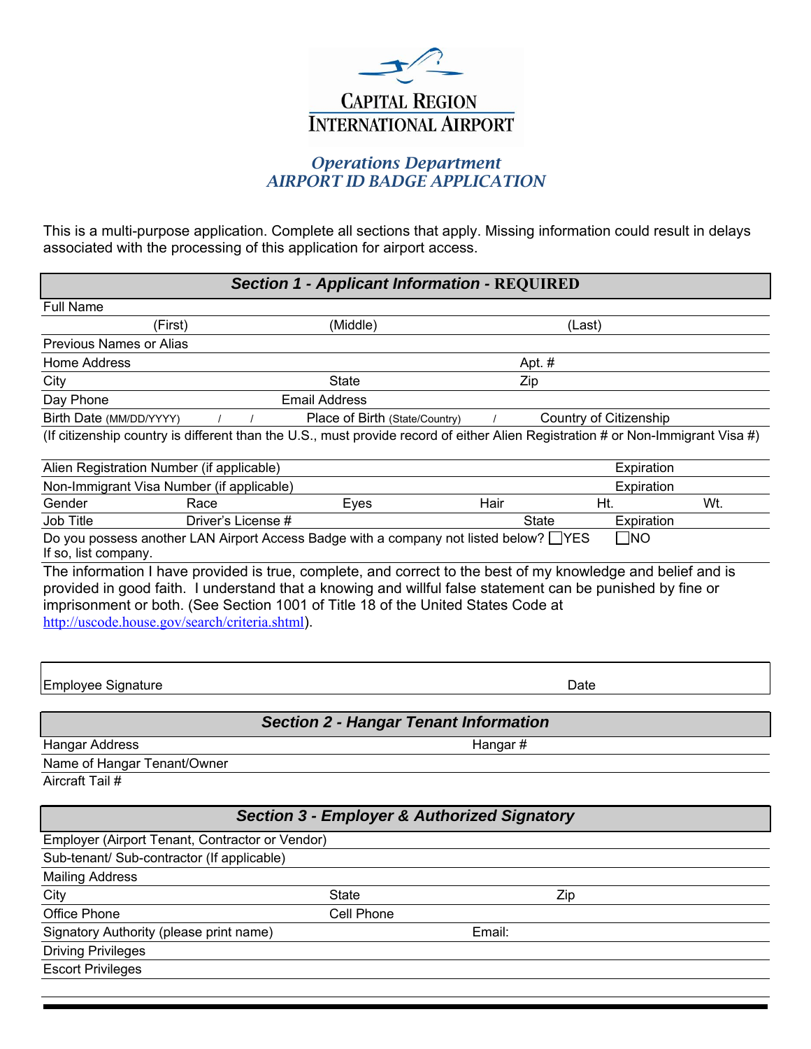# CAPITAL REGION INTERNATIONAL AIRPORT

## *Operations Department*
## *AIRPORT ID BADGE APPLICATION*

This is a multi-purpose application. Complete all sections that apply. Missing information could result in delays associated with the processing of this application for airport access.

## *Section 1 - Applicant Information* - REQUIRED

Full Name

(First) (Middle) (Last)

Previous Names or Alias

Home Address Apt. #

City State Zip

Day Phone Email Address

Birth Date (MM/DD/YYYY) / / Place of Birth (State/Country) / Country of Citizenship

(If citizenship country is different than the U.S., must provide record of either Alien Registration # or Non-Immigrant Visa #)

Alien Registration Number (if applicable) Expiration

Non-Immigrant Visa Number (if applicable) Expiration

Gender Race Eyes Hair Ht. Wt.

Job Title Driver's License # State Expiration

Do you possess another LAN Airport Access Badge with a company not listed below? ☐YES ☐NO
If so, list company.

The information I have provided is true, complete, and correct to the best of my knowledge and belief and is provided in good faith. I understand that a knowing and willful false statement can be punished by fine or imprisonment or both. (See Section 1001 of Title 18 of the United States Code at http://uscode.house.gov/search/criteria.shtml).

Employee Signature Date

## *Section 2 - Hangar Tenant Information*

Hangar Address Hangar #

Name of Hangar Tenant/Owner

Aircraft Tail #

## *Section 3 - Employer & Authorized Signatory*

Employer (Airport Tenant, Contractor or Vendor)

Sub-tenant/ Sub-contractor (If applicable)

Mailing Address

City State Zip

Office Phone Cell Phone

Signatory Authority (please print name) Email:

Driving Privileges

Escort Privileges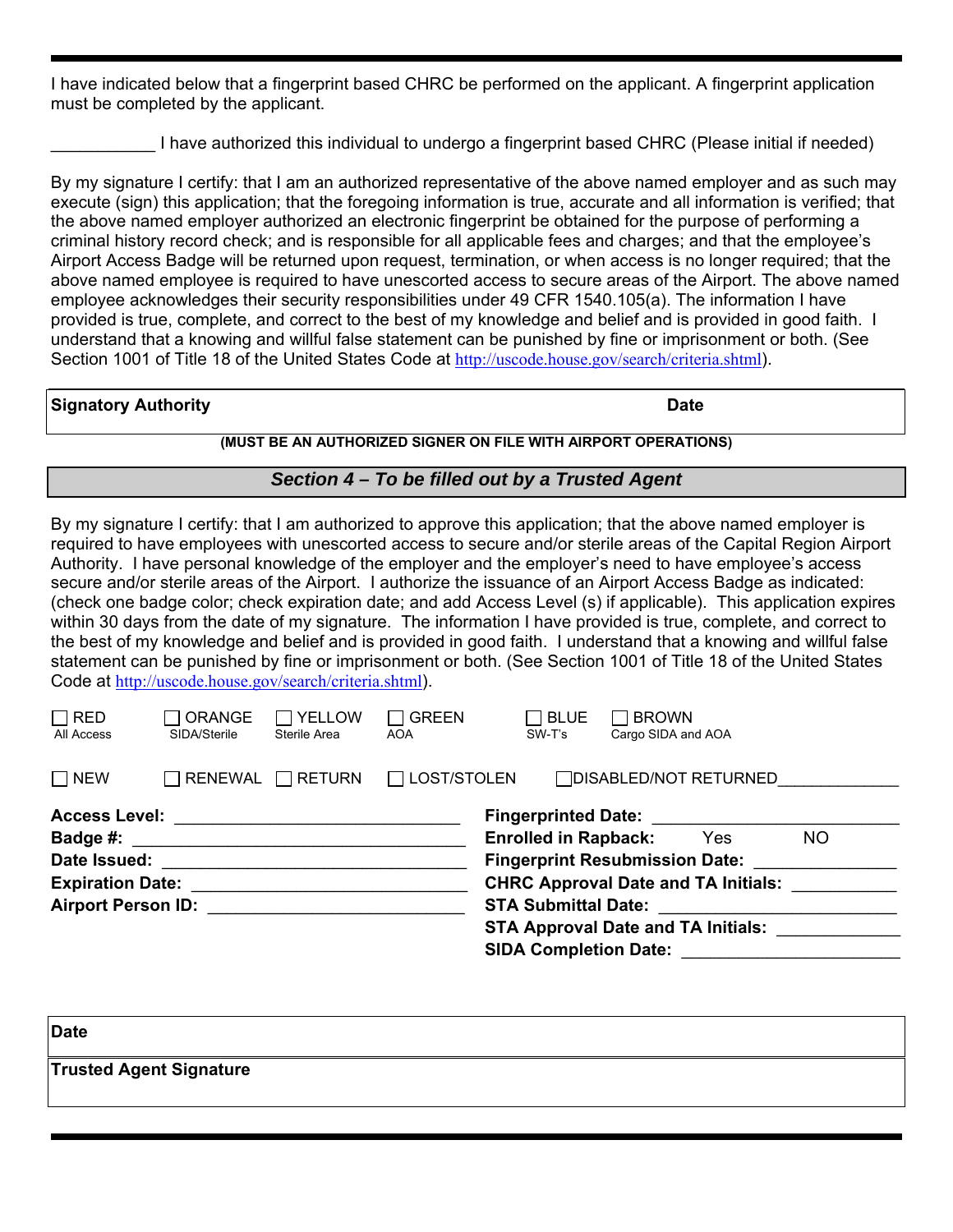I have indicated below that a fingerprint based CHRC be performed on the applicant. A fingerprint application must be completed by the applicant.

___________ I have authorized this individual to undergo a fingerprint based CHRC (Please initial if needed)

By my signature I certify: that I am an authorized representative of the above named employer and as such may execute (sign) this application; that the foregoing information is true, accurate and all information is verified; that the above named employer authorized an electronic fingerprint be obtained for the purpose of performing a criminal history record check; and is responsible for all applicable fees and charges; and that the employee's Airport Access Badge will be returned upon request, termination, or when access is no longer required; that the above named employee is required to have unescorted access to secure areas of the Airport. The above named employee acknowledges their security responsibilities under 49 CFR 1540.105(a). The information I have provided is true, complete, and correct to the best of my knowledge and belief and is provided in good faith. I understand that a knowing and willful false statement can be punished by fine or imprisonment or both. (See Section 1001 of Title 18 of the United States Code at http://uscode.house.gov/search/criteria.shtml).

| **Signatory Authority** | **Date** |
|---|---|
| | |

**(MUST BE AN AUTHORIZED SIGNER ON FILE WITH AIRPORT OPERATIONS)**

## *Section 4 – To be filled out by a Trusted Agent*

By my signature I certify: that I am authorized to approve this application; that the above named employer is required to have employees with unescorted access to secure and/or sterile areas of the Capital Region Airport Authority. I have personal knowledge of the employer and the employer's need to have employee's access secure and/or sterile areas of the Airport. I authorize the issuance of an Airport Access Badge as indicated: (check one badge color; check expiration date; and add Access Level (s) if applicable). This application expires within 30 days from the date of my signature. The information I have provided is true, complete, and correct to the best of my knowledge and belief and is provided in good faith. I understand that a knowing and willful false statement can be punished by fine or imprisonment or both. (See Section 1001 of Title 18 of the United States Code at http://uscode.house.gov/search/criteria.shtml).

☐ RED All Access ☐ ORANGE SIDA/Sterile ☐ YELLOW Sterile Area ☐ GREEN AOA ☐ BLUE SW-T's ☐ BROWN Cargo SIDA and AOA

☐ NEW ☐ RENEWAL ☐ RETURN ☐ LOST/STOLEN ☐ DISABLED/NOT RETURNED_____________

**Access Level:** ______________________________

**Badge #:** ___________________________________

**Date Issued:** ________________________________

**Expiration Date:** _____________________________

**Airport Person ID:** ___________________________

**Fingerprinted Date:** _________________________

**Enrolled in Rapback:** Yes NO

**Fingerprint Resubmission Date:** _______________

**CHRC Approval Date and TA Initials:** ___________

**STA Submittal Date:** _________________________

**STA Approval Date and TA Initials:** _____________

**SIDA Completion Date:** _______________________

| **Date** |
|---|
| **Trusted Agent Signature** |